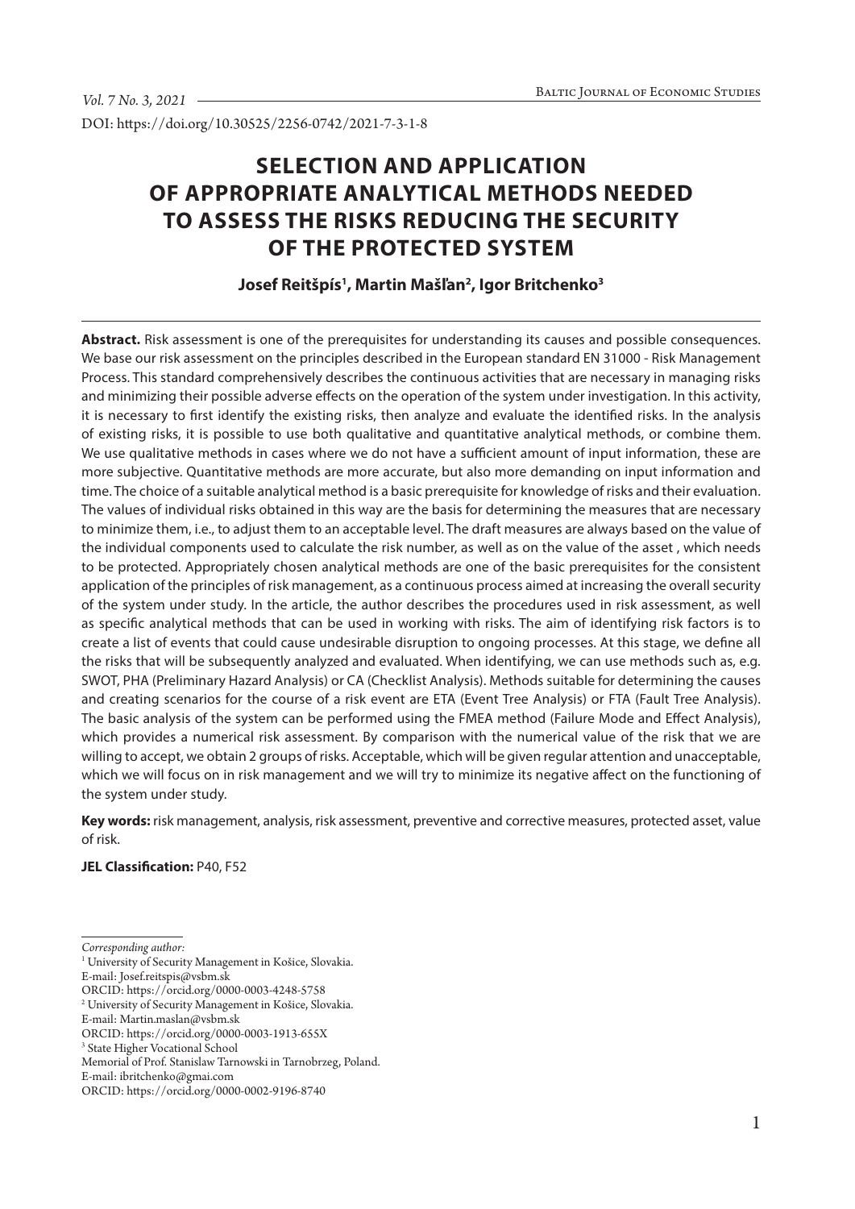DOI: https://doi.org/10.30525/2256-0742/2021-7-3-1-8

# SELECTION AND APPLICATION OF APPROPRIATE ANALYTICAL METHODS NEEDED TO ASSESS THE RISKS REDUCING THE SECURITY OF THE PROTECTED SYSTEM

**Josef Reitšpís[1], Martin Mašľan[2], Igor Britchenko[3]**

**Abstract.** Risk assessment is one of the prerequisites for understanding its causes and possible consequences. We base our risk assessment on the principles described in the European standard EN 31000 - Risk Management Process. This standard comprehensively describes the continuous activities that are necessary in managing risks and minimizing their possible adverse effects on the operation of the system under investigation. In this activity, it is necessary to first identify the existing risks, then analyze and evaluate the identified risks. In the analysis of existing risks, it is possible to use both qualitative and quantitative analytical methods, or combine them. We use qualitative methods in cases where we do not have a sufficient amount of input information, these are more subjective. Quantitative methods are more accurate, but also more demanding on input information and time. The choice of a suitable analytical method is a basic prerequisite for knowledge of risks and their evaluation. The values of individual risks obtained in this way are the basis for determining the measures that are necessary to minimize them, i.e., to adjust them to an acceptable level. The draft measures are always based on the value of the individual components used to calculate the risk number, as well as on the value of the asset , which needs to be protected. Appropriately chosen analytical methods are one of the basic prerequisites for the consistent application of the principles of risk management, as a continuous process aimed at increasing the overall security of the system under study. In the article, the author describes the procedures used in risk assessment, as well as specific analytical methods that can be used in working with risks. The aim of identifying risk factors is to create a list of events that could cause undesirable disruption to ongoing processes. At this stage, we define all the risks that will be subsequently analyzed and evaluated. When identifying, we can use methods such as, e.g. SWOT, PHA (Preliminary Hazard Analysis) or CA (Checklist Analysis). Methods suitable for determining the causes and creating scenarios for the course of a risk event are ETA (Event Tree Analysis) or FTA (Fault Tree Analysis). The basic analysis of the system can be performed using the FMEA method (Failure Mode and Effect Analysis), which provides a numerical risk assessment. By comparison with the numerical value of the risk that we are willing to accept, we obtain 2 groups of risks. Acceptable, which will be given regular attention and unacceptable, which we will focus on in risk management and we will try to minimize its negative affect on the functioning of the system under study.

**Key words:** risk management, analysis, risk assessment, preventive and corrective measures, protected asset, value of risk.

**JEL Classification:** P40, F52

---

*Corresponding author:*

[1] University of Security Management in Košice, Slovakia.
E-mail: Josef.reitspis@vsbm.sk
ORCID: https://orcid.org/0000-0003-4248-5758

[2] University of Security Management in Košice, Slovakia.
E-mail: Martin.maslan@vsbm.sk
ORCID: https://orcid.org/0000-0003-1913-655X

[3] State Higher Vocational School
Memorial of Prof. Stanislaw Tarnowski in Tarnobrzeg, Poland.
E-mail: ibritchenko@gmai.com
ORCID: https://orcid.org/0000-0002-9196-8740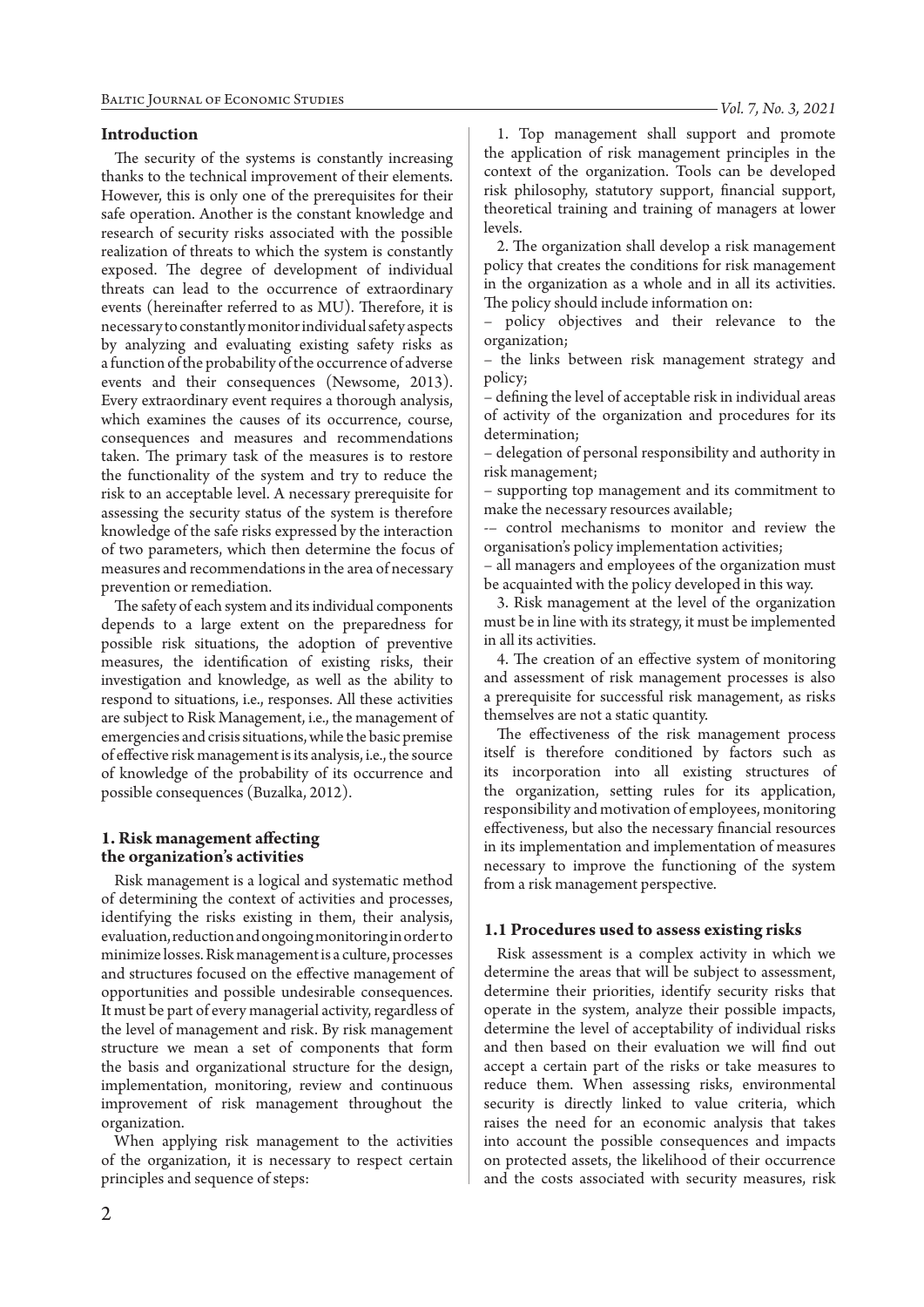## Introduction

The security of the systems is constantly increasing thanks to the technical improvement of their elements. However, this is only one of the prerequisites for their safe operation. Another is the constant knowledge and research of security risks associated with the possible realization of threats to which the system is constantly exposed. The degree of development of individual threats can lead to the occurrence of extraordinary events (hereinafter referred to as MU). Therefore, it is necessary to constantly monitor individual safety aspects by analyzing and evaluating existing safety risks as a function of the probability of the occurrence of adverse events and their consequences (Newsome, 2013). Every extraordinary event requires a thorough analysis, which examines the causes of its occurrence, course, consequences and measures and recommendations taken. The primary task of the measures is to restore the functionality of the system and try to reduce the risk to an acceptable level. A necessary prerequisite for assessing the security status of the system is therefore knowledge of the safe risks expressed by the interaction of two parameters, which then determine the focus of measures and recommendations in the area of necessary prevention or remediation.

The safety of each system and its individual components depends to a large extent on the preparedness for possible risk situations, the adoption of preventive measures, the identification of existing risks, their investigation and knowledge, as well as the ability to respond to situations, i.e., responses. All these activities are subject to Risk Management, i.e., the management of emergencies and crisis situations, while the basic premise of effective risk management is its analysis, i.e., the source of knowledge of the probability of its occurrence and possible consequences (Buzalka, 2012).

## 1. Risk management affecting the organization's activities

Risk management is a logical and systematic method of determining the context of activities and processes, identifying the risks existing in them, their analysis, evaluation, reduction and ongoing monitoring in order to minimize losses. Risk management is a culture, processes and structures focused on the effective management of opportunities and possible undesirable consequences. It must be part of every managerial activity, regardless of the level of management and risk. By risk management structure we mean a set of components that form the basis and organizational structure for the design, implementation, monitoring, review and continuous improvement of risk management throughout the organization.

When applying risk management to the activities of the organization, it is necessary to respect certain principles and sequence of steps:

1. Top management shall support and promote the application of risk management principles in the context of the organization. Tools can be developed risk philosophy, statutory support, financial support, theoretical training and training of managers at lower levels.

2. The organization shall develop a risk management policy that creates the conditions for risk management in the organization as a whole and in all its activities. The policy should include information on:

– policy objectives and their relevance to the organization;
– the links between risk management strategy and policy;
– defining the level of acceptable risk in individual areas of activity of the organization and procedures for its determination;
– delegation of personal responsibility and authority in risk management;
– supporting top management and its commitment to make the necessary resources available;
-– control mechanisms to monitor and review the organisation's policy implementation activities;
– all managers and employees of the organization must be acquainted with the policy developed in this way.

3. Risk management at the level of the organization must be in line with its strategy, it must be implemented in all its activities.

4. The creation of an effective system of monitoring and assessment of risk management processes is also a prerequisite for successful risk management, as risks themselves are not a static quantity.

The effectiveness of the risk management process itself is therefore conditioned by factors such as its incorporation into all existing structures of the organization, setting rules for its application, responsibility and motivation of employees, monitoring effectiveness, but also the necessary financial resources in its implementation and implementation of measures necessary to improve the functioning of the system from a risk management perspective.

### 1.1 Procedures used to assess existing risks

Risk assessment is a complex activity in which we determine the areas that will be subject to assessment, determine their priorities, identify security risks that operate in the system, analyze their possible impacts, determine the level of acceptability of individual risks and then based on their evaluation we will find out accept a certain part of the risks or take measures to reduce them. When assessing risks, environmental security is directly linked to value criteria, which raises the need for an economic analysis that takes into account the possible consequences and impacts on protected assets, the likelihood of their occurrence and the costs associated with security measures, risk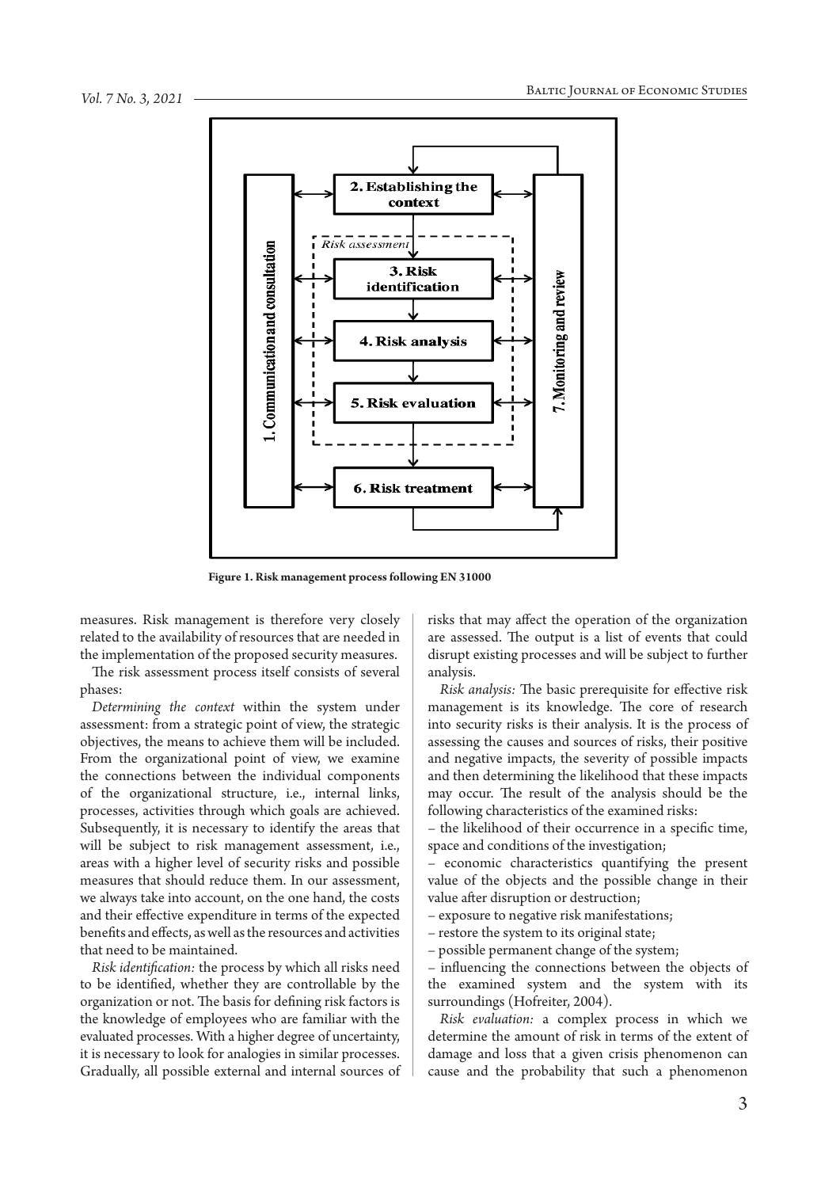Figure 1. Risk management process following EN 31000

measures. Risk management is therefore very closely related to the availability of resources that are needed in the implementation of the proposed security measures.

The risk assessment process itself consists of several phases:

*Determining the context* within the system under assessment: from a strategic point of view, the strategic objectives, the means to achieve them will be included. From the organizational point of view, we examine the connections between the individual components of the organizational structure, i.e., internal links, processes, activities through which goals are achieved. Subsequently, it is necessary to identify the areas that will be subject to risk management assessment, i.e., areas with a higher level of security risks and possible measures that should reduce them. In our assessment, we always take into account, on the one hand, the costs and their effective expenditure in terms of the expected benefits and effects, as well as the resources and activities that need to be maintained.

*Risk identification:* the process by which all risks need to be identified, whether they are controllable by the organization or not. The basis for defining risk factors is the knowledge of employees who are familiar with the evaluated processes. With a higher degree of uncertainty, it is necessary to look for analogies in similar processes. Gradually, all possible external and internal sources of risks that may affect the operation of the organization are assessed. The output is a list of events that could disrupt existing processes and will be subject to further analysis.

*Risk analysis:* The basic prerequisite for effective risk management is its knowledge. The core of research into security risks is their analysis. It is the process of assessing the causes and sources of risks, their positive and negative impacts, the severity of possible impacts and then determining the likelihood that these impacts may occur. The result of the analysis should be the following characteristics of the examined risks:

– the likelihood of their occurrence in a specific time, space and conditions of the investigation;
– economic characteristics quantifying the present value of the objects and the possible change in their value after disruption or destruction;
– exposure to negative risk manifestations;
– restore the system to its original state;
– possible permanent change of the system;
– influencing the connections between the objects of the examined system and the system with its surroundings (Hofreiter, 2004).

*Risk evaluation:* a complex process in which we determine the amount of risk in terms of the extent of damage and loss that a given crisis phenomenon can cause and the probability that such a phenomenon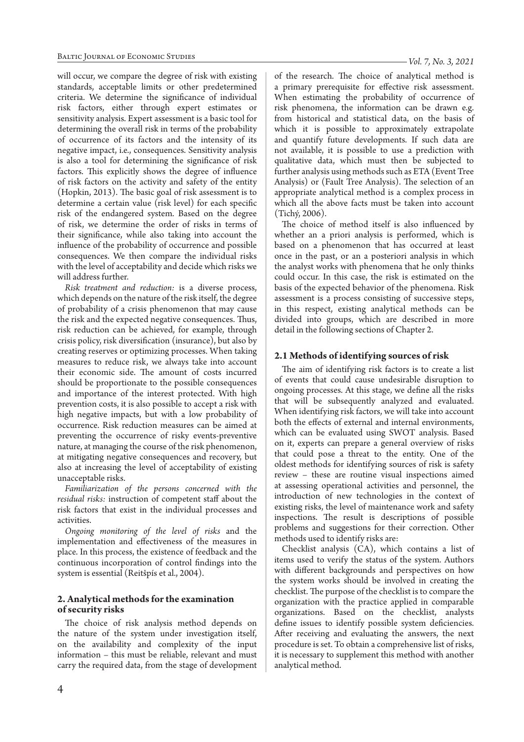will occur, we compare the degree of risk with existing standards, acceptable limits or other predetermined criteria. We determine the significance of individual risk factors, either through expert estimates or sensitivity analysis. Expert assessment is a basic tool for determining the overall risk in terms of the probability of occurrence of its factors and the intensity of its negative impact, i.e., consequences. Sensitivity analysis is also a tool for determining the significance of risk factors. This explicitly shows the degree of influence of risk factors on the activity and safety of the entity (Hopkin, 2013). The basic goal of risk assessment is to determine a certain value (risk level) for each specific risk of the endangered system. Based on the degree of risk, we determine the order of risks in terms of their significance, while also taking into account the influence of the probability of occurrence and possible consequences. We then compare the individual risks with the level of acceptability and decide which risks we will address further.

*Risk treatment and reduction:* is a diverse process, which depends on the nature of the risk itself, the degree of probability of a crisis phenomenon that may cause the risk and the expected negative consequences. Thus, risk reduction can be achieved, for example, through crisis policy, risk diversification (insurance), but also by creating reserves or optimizing processes. When taking measures to reduce risk, we always take into account their economic side. The amount of costs incurred should be proportionate to the possible consequences and importance of the interest protected. With high prevention costs, it is also possible to accept a risk with high negative impacts, but with a low probability of occurrence. Risk reduction measures can be aimed at preventing the occurrence of risky events-preventive nature, at managing the course of the risk phenomenon, at mitigating negative consequences and recovery, but also at increasing the level of acceptability of existing unacceptable risks.

*Familiarization of the persons concerned with the residual risks:* instruction of competent staff about the risk factors that exist in the individual processes and activities.

*Ongoing monitoring of the level of risks* and the implementation and effectiveness of the measures in place. In this process, the existence of feedback and the continuous incorporation of control findings into the system is essential (Reitšpís et al., 2004).

## 2. Analytical methods for the examination of security risks

The choice of risk analysis method depends on the nature of the system under investigation itself, on the availability and complexity of the input information – this must be reliable, relevant and must carry the required data, from the stage of development of the research. The choice of analytical method is a primary prerequisite for effective risk assessment. When estimating the probability of occurrence of risk phenomena, the information can be drawn e.g. from historical and statistical data, on the basis of which it is possible to approximately extrapolate and quantify future developments. If such data are not available, it is possible to use a prediction with qualitative data, which must then be subjected to further analysis using methods such as ETA (Event Tree Analysis) or (Fault Tree Analysis). The selection of an appropriate analytical method is a complex process in which all the above facts must be taken into account (Tichý, 2006).

The choice of method itself is also influenced by whether an a priori analysis is performed, which is based on a phenomenon that has occurred at least once in the past, or an a posteriori analysis in which the analyst works with phenomena that he only thinks could occur. In this case, the risk is estimated on the basis of the expected behavior of the phenomena. Risk assessment is a process consisting of successive steps, in this respect, existing analytical methods can be divided into groups, which are described in more detail in the following sections of Chapter 2.

### 2.1 Methods of identifying sources of risk

The aim of identifying risk factors is to create a list of events that could cause undesirable disruption to ongoing processes. At this stage, we define all the risks that will be subsequently analyzed and evaluated. When identifying risk factors, we will take into account both the effects of external and internal environments, which can be evaluated using SWOT analysis. Based on it, experts can prepare a general overview of risks that could pose a threat to the entity. One of the oldest methods for identifying sources of risk is safety review – these are routine visual inspections aimed at assessing operational activities and personnel, the introduction of new technologies in the context of existing risks, the level of maintenance work and safety inspections. The result is descriptions of possible problems and suggestions for their correction. Other methods used to identify risks are:

Checklist analysis (CA), which contains a list of items used to verify the status of the system. Authors with different backgrounds and perspectives on how the system works should be involved in creating the checklist. The purpose of the checklist is to compare the organization with the practice applied in comparable organizations. Based on the checklist, analysts define issues to identify possible system deficiencies. After receiving and evaluating the answers, the next procedure is set. To obtain a comprehensive list of risks, it is necessary to supplement this method with another analytical method.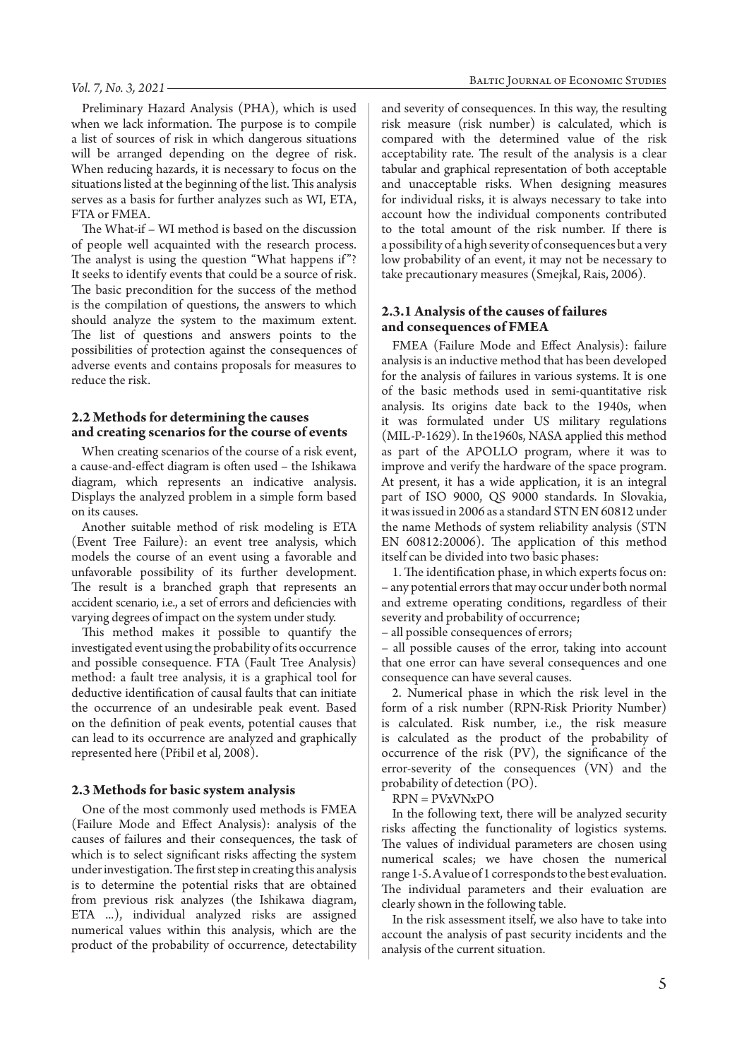Preliminary Hazard Analysis (PHA), which is used when we lack information. The purpose is to compile a list of sources of risk in which dangerous situations will be arranged depending on the degree of risk. When reducing hazards, it is necessary to focus on the situations listed at the beginning of the list. This analysis serves as a basis for further analyzes such as WI, ETA, FTA or FMEA.

The What-if – WI method is based on the discussion of people well acquainted with the research process. The analyst is using the question "What happens if"? It seeks to identify events that could be a source of risk. The basic precondition for the success of the method is the compilation of questions, the answers to which should analyze the system to the maximum extent. The list of questions and answers points to the possibilities of protection against the consequences of adverse events and contains proposals for measures to reduce the risk.

### 2.2 Methods for determining the causes and creating scenarios for the course of events

When creating scenarios of the course of a risk event, a cause-and-effect diagram is often used – the Ishikawa diagram, which represents an indicative analysis. Displays the analyzed problem in a simple form based on its causes.

Another suitable method of risk modeling is ETA (Event Tree Failure): an event tree analysis, which models the course of an event using a favorable and unfavorable possibility of its further development. The result is a branched graph that represents an accident scenario, i.e., a set of errors and deficiencies with varying degrees of impact on the system under study.

This method makes it possible to quantify the investigated event using the probability of its occurrence and possible consequence. FTA (Fault Tree Analysis) method: a fault tree analysis, it is a graphical tool for deductive identification of causal faults that can initiate the occurrence of an undesirable peak event. Based on the definition of peak events, potential causes that can lead to its occurrence are analyzed and graphically represented here (Přibil et al, 2008).

### 2.3 Methods for basic system analysis

One of the most commonly used methods is FMEA (Failure Mode and Effect Analysis): analysis of the causes of failures and their consequences, the task of which is to select significant risks affecting the system under investigation. The first step in creating this analysis is to determine the potential risks that are obtained from previous risk analyzes (the Ishikawa diagram, ETA ...), individual analyzed risks are assigned numerical values within this analysis, which are the product of the probability of occurrence, detectability and severity of consequences. In this way, the resulting risk measure (risk number) is calculated, which is compared with the determined value of the risk acceptability rate. The result of the analysis is a clear tabular and graphical representation of both acceptable and unacceptable risks. When designing measures for individual risks, it is always necessary to take into account how the individual components contributed to the total amount of the risk number. If there is a possibility of a high severity of consequences but a very low probability of an event, it may not be necessary to take precautionary measures (Smejkal, Rais, 2006).

### 2.3.1 Analysis of the causes of failures and consequences of FMEA

FMEA (Failure Mode and Effect Analysis): failure analysis is an inductive method that has been developed for the analysis of failures in various systems. It is one of the basic methods used in semi-quantitative risk analysis. Its origins date back to the 1940s, when it was formulated under US military regulations (MIL-P-1629). In the1960s, NASA applied this method as part of the APOLLO program, where it was to improve and verify the hardware of the space program. At present, it has a wide application, it is an integral part of ISO 9000, QS 9000 standards. In Slovakia, it was issued in 2006 as a standard STN EN 60812 under the name Methods of system reliability analysis (STN EN 60812:20006). The application of this method itself can be divided into two basic phases:

1. The identification phase, in which experts focus on:
– any potential errors that may occur under both normal and extreme operating conditions, regardless of their severity and probability of occurrence;
– all possible consequences of errors;
– all possible causes of the error, taking into account that one error can have several consequences and one consequence can have several causes.

2. Numerical phase in which the risk level in the form of a risk number (RPN-Risk Priority Number) is calculated. Risk number, i.e., the risk measure is calculated as the product of the probability of occurrence of the risk (PV), the significance of the error-severity of the consequences (VN) and the probability of detection (PO).

RPN = PVxVNxPO

In the following text, there will be analyzed security risks affecting the functionality of logistics systems. The values of individual parameters are chosen using numerical scales; we have chosen the numerical range 1-5. A value of 1 corresponds to the best evaluation. The individual parameters and their evaluation are clearly shown in the following table.

In the risk assessment itself, we also have to take into account the analysis of past security incidents and the analysis of the current situation.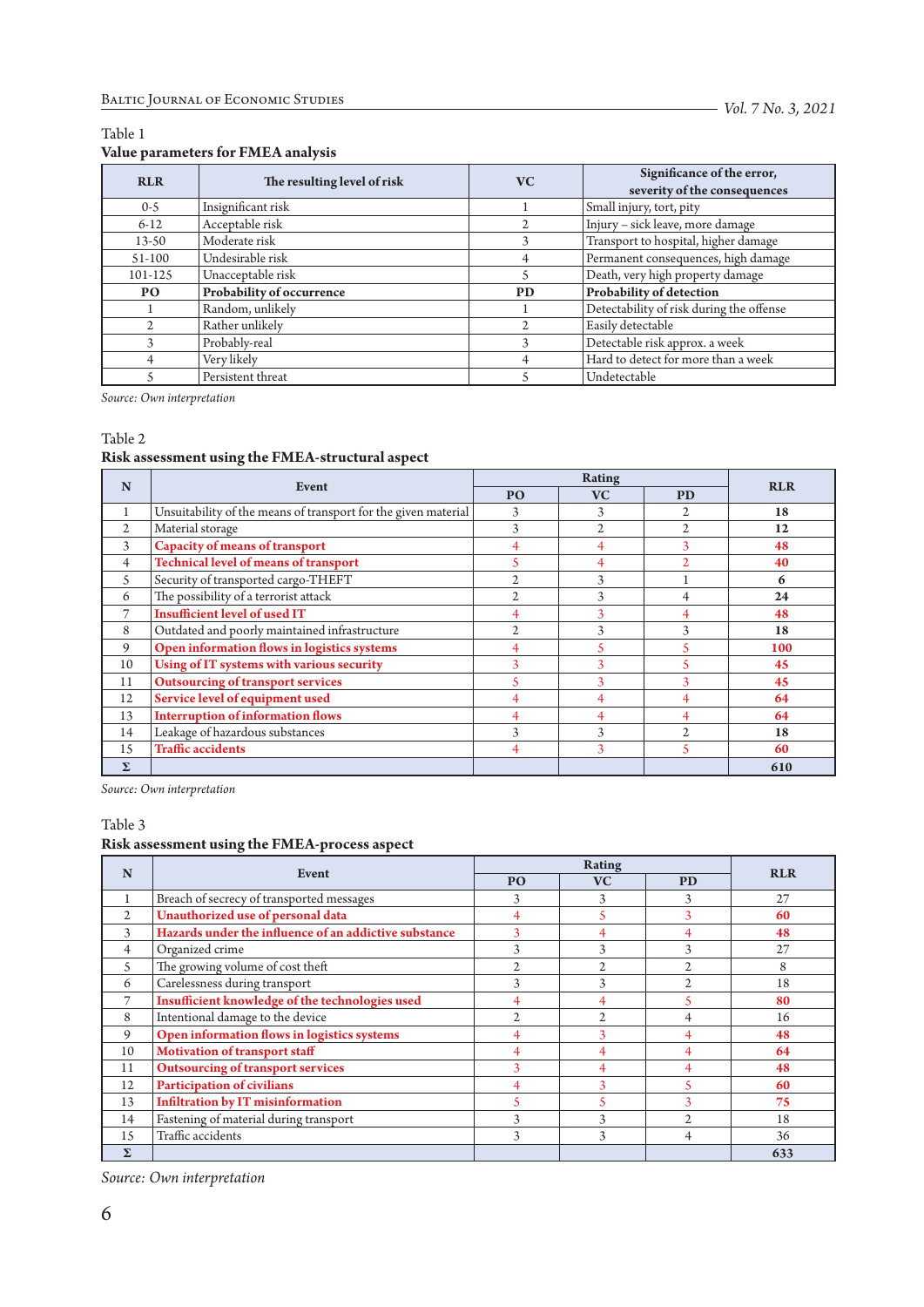Table 1

**Value parameters for FMEA analysis**

| RLR | The resulting level of risk | VC | Significance of the error, severity of the consequences |
|---|---|---|---|
| 0-5 | Insignificant risk | 1 | Small injury, tort, pity |
| 6-12 | Acceptable risk | 2 | Injury – sick leave, more damage |
| 13-50 | Moderate risk | 3 | Transport to hospital, higher damage |
| 51-100 | Undesirable risk | 4 | Permanent consequences, high damage |
| 101-125 | Unacceptable risk | 5 | Death, very high property damage |
| **PO** | **Probability of occurrence** | **PD** | **Probability of detection** |
| 1 | Random, unlikely | 1 | Detectability of risk during the offense |
| 2 | Rather unlikely | 2 | Easily detectable |
| 3 | Probably-real | 3 | Detectable risk approx. a week |
| 4 | Very likely | 4 | Hard to detect for more than a week |
| 5 | Persistent threat | 5 | Undetectable |

*Source: Own interpretation*

Table 2

**Risk assessment using the FMEA-structural aspect**

| N | Event | Rating | | | RLR |
|---|---|---|---|---|---|
| | | PO | VC | PD | |
| 1 | Unsuitability of the means of transport for the given material | 3 | 3 | 2 | **18** |
| 2 | Material storage | 3 | 2 | 2 | **12** |
| 3 | **Capacity of means of transport** | 4 | 4 | 3 | **48** |
| 4 | **Technical level of means of transport** | 5 | 4 | 2 | **40** |
| 5 | Security of transported cargo-THEFT | 2 | 3 | 1 | **6** |
| 6 | The possibility of a terrorist attack | 2 | 3 | 4 | **24** |
| 7 | **Insufficient level of used IT** | 4 | 3 | 4 | **48** |
| 8 | Outdated and poorly maintained infrastructure | 2 | 3 | 3 | **18** |
| 9 | **Open information flows in logistics systems** | 4 | 5 | 5 | **100** |
| 10 | **Using of IT systems with various security** | 3 | 3 | 5 | **45** |
| 11 | **Outsourcing of transport services** | 5 | 3 | 3 | **45** |
| 12 | **Service level of equipment used** | 4 | 4 | 4 | **64** |
| 13 | **Interruption of information flows** | 4 | 4 | 4 | **64** |
| 14 | Leakage of hazardous substances | 3 | 3 | 2 | **18** |
| 15 | **Traffic accidents** | 4 | 3 | 5 | **60** |
| **Σ** | | | | | **610** |

*Source: Own interpretation*

Table 3

**Risk assessment using the FMEA-process aspect**

| N | Event | Rating | | | RLR |
|---|---|---|---|---|---|
| | | PO | VC | PD | |
| 1 | Breach of secrecy of transported messages | 3 | 3 | 3 | 27 |
| 2 | **Unauthorized use of personal data** | 4 | 5 | 3 | **60** |
| 3 | **Hazards under the influence of an addictive substance** | 3 | 4 | 4 | **48** |
| 4 | Organized crime | 3 | 3 | 3 | 27 |
| 5 | The growing volume of cost theft | 2 | 2 | 2 | 8 |
| 6 | Carelessness during transport | 3 | 3 | 2 | 18 |
| 7 | **Insufficient knowledge of the technologies used** | 4 | 4 | 5 | **80** |
| 8 | Intentional damage to the device | 2 | 2 | 4 | 16 |
| 9 | **Open information flows in logistics systems** | 4 | 3 | 4 | **48** |
| 10 | **Motivation of transport staff** | 4 | 4 | 4 | **64** |
| 11 | **Outsourcing of transport services** | 3 | 4 | 4 | **48** |
| 12 | **Participation of civilians** | 4 | 3 | 5 | **60** |
| 13 | **Infiltration by IT misinformation** | 5 | 5 | 3 | **75** |
| 14 | Fastening of material during transport | 3 | 3 | 2 | 18 |
| 15 | Traffic accidents | 3 | 3 | 4 | 36 |
| **Σ** | | | | | **633** |

*Source: Own interpretation*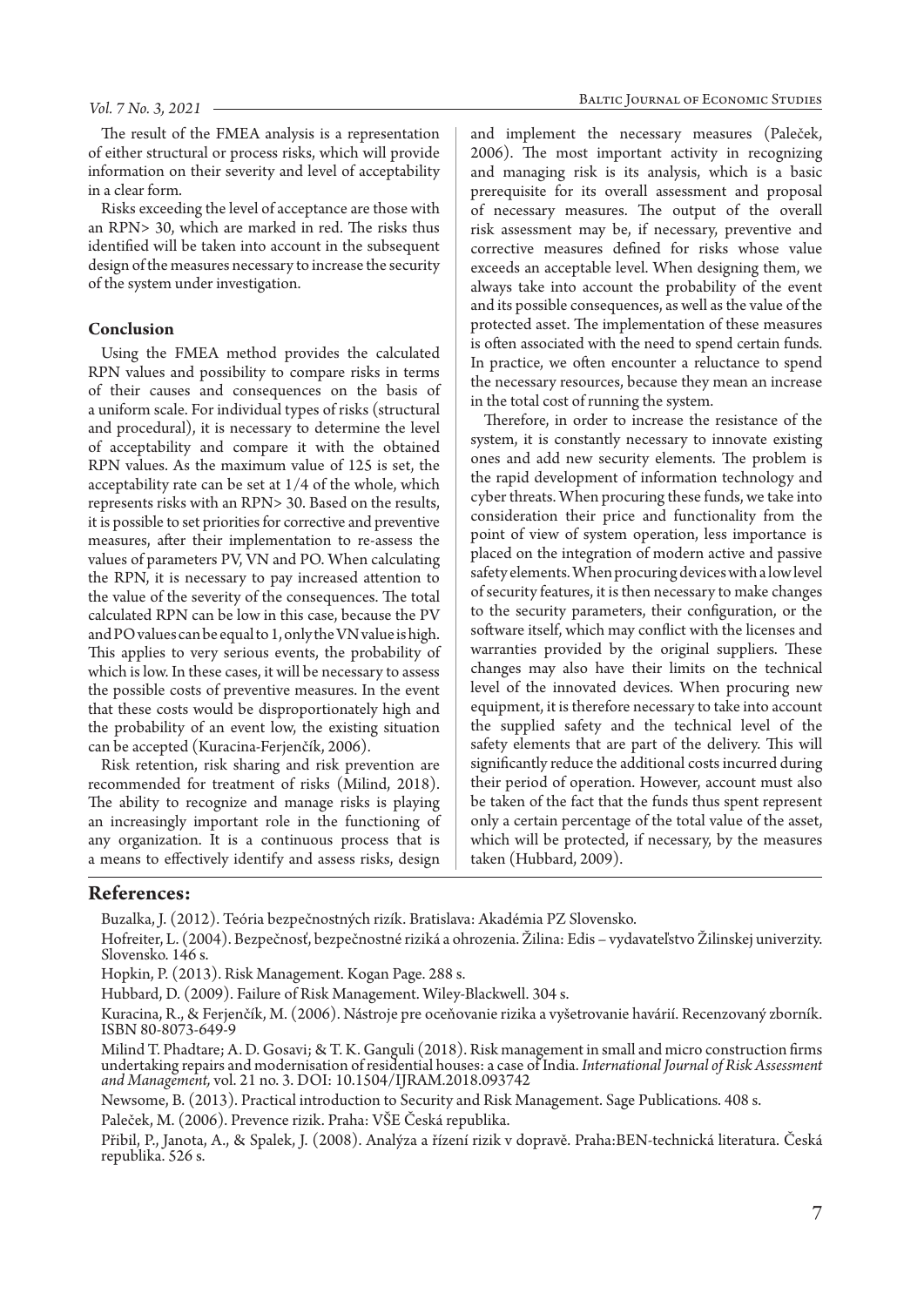The result of the FMEA analysis is a representation of either structural or process risks, which will provide information on their severity and level of acceptability in a clear form.

Risks exceeding the level of acceptance are those with an RPN> 30, which are marked in red. The risks thus identified will be taken into account in the subsequent design of the measures necessary to increase the security of the system under investigation.

## Conclusion

Using the FMEA method provides the calculated RPN values and possibility to compare risks in terms of their causes and consequences on the basis of a uniform scale. For individual types of risks (structural and procedural), it is necessary to determine the level of acceptability and compare it with the obtained RPN values. As the maximum value of 125 is set, the acceptability rate can be set at 1/4 of the whole, which represents risks with an RPN> 30. Based on the results, it is possible to set priorities for corrective and preventive measures, after their implementation to re-assess the values of parameters PV, VN and PO. When calculating the RPN, it is necessary to pay increased attention to the value of the severity of the consequences. The total calculated RPN can be low in this case, because the PV and PO values can be equal to 1, only the VN value is high. This applies to very serious events, the probability of which is low. In these cases, it will be necessary to assess the possible costs of preventive measures. In the event that these costs would be disproportionately high and the probability of an event low, the existing situation can be accepted (Kuracina-Ferjenčík, 2006).

Risk retention, risk sharing and risk prevention are recommended for treatment of risks (Milind, 2018). The ability to recognize and manage risks is playing an increasingly important role in the functioning of any organization. It is a continuous process that is a means to effectively identify and assess risks, design and implement the necessary measures (Paleček, 2006). The most important activity in recognizing and managing risk is its analysis, which is a basic prerequisite for its overall assessment and proposal of necessary measures. The output of the overall risk assessment may be, if necessary, preventive and corrective measures defined for risks whose value exceeds an acceptable level. When designing them, we always take into account the probability of the event and its possible consequences, as well as the value of the protected asset. The implementation of these measures is often associated with the need to spend certain funds. In practice, we often encounter a reluctance to spend the necessary resources, because they mean an increase in the total cost of running the system.

Therefore, in order to increase the resistance of the system, it is constantly necessary to innovate existing ones and add new security elements. The problem is the rapid development of information technology and cyber threats. When procuring these funds, we take into consideration their price and functionality from the point of view of system operation, less importance is placed on the integration of modern active and passive safety elements. When procuring devices with a low level of security features, it is then necessary to make changes to the security parameters, their configuration, or the software itself, which may conflict with the licenses and warranties provided by the original suppliers. These changes may also have their limits on the technical level of the innovated devices. When procuring new equipment, it is therefore necessary to take into account the supplied safety and the technical level of the safety elements that are part of the delivery. This will significantly reduce the additional costs incurred during their period of operation. However, account must also be taken of the fact that the funds thus spent represent only a certain percentage of the total value of the asset, which will be protected, if necessary, by the measures taken (Hubbard, 2009).

## References:

Buzalka, J. (2012). Teória bezpečnostných rizík. Bratislava: Akadémia PZ Slovensko.

Hofreiter, L. (2004). Bezpečnosť, bezpečnostné riziká a ohrozenia. Žilina: Edis – vydavateľstvo Žilinskej univerzity. Slovensko. 146 s.

Hopkin, P. (2013). Risk Management. Kogan Page. 288 s.

Hubbard, D. (2009). Failure of Risk Management. Wiley-Blackwell. 304 s.

Kuracina, R., & Ferjenčík, M. (2006). Nástroje pre oceňovanie rizika a vyšetrovanie havárií. Recenzovaný zborník. ISBN 80-8073-649-9

Milind T. Phadtare; A. D. Gosavi; & T. K. Ganguli (2018). Risk management in small and micro construction firms undertaking repairs and modernisation of residential houses: a case of India. *International Journal of Risk Assessment and Management,* vol. 21 no. 3. DOI: 10.1504/IJRAM.2018.093742

Newsome, B. (2013). Practical introduction to Security and Risk Management. Sage Publications. 408 s.

Paleček, M. (2006). Prevence rizik. Praha: VŠE Česká republika.

Přibil, P., Janota, A., & Spalek, J. (2008). Analýza a řízení rizik v dopravě. Praha:BEN-technická literatura. Česká republika. 526 s.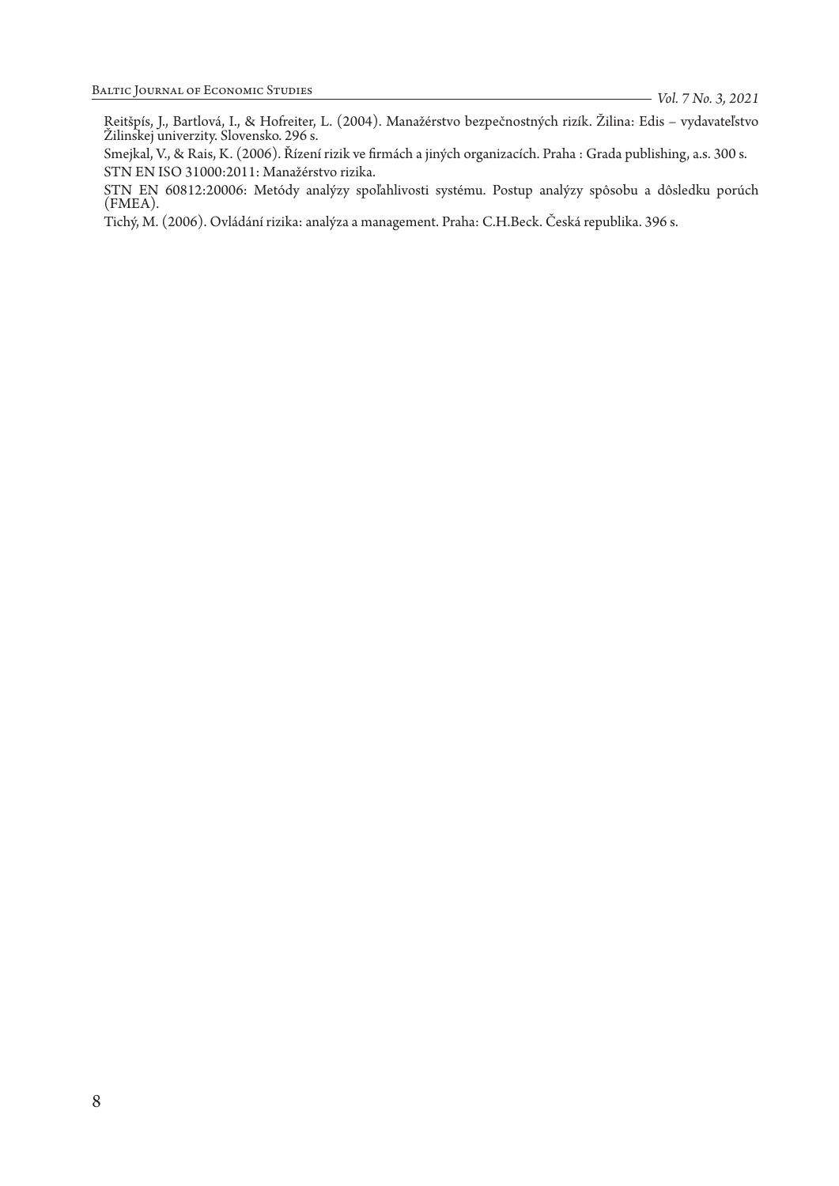Reitšpís, J., Bartlová, I., & Hofreiter, L. (2004). Manažérstvo bezpečnostných rizík. Žilina: Edis – vydavateľstvo Žilinskej univerzity. Slovensko. 296 s.

Smejkal, V., & Rais, K. (2006). Řízení rizik ve firmách a jiných organizacích. Praha : Grada publishing, a.s. 300 s.

STN EN ISO 31000:2011: Manažérstvo rizika.

STN EN 60812:20006: Metódy analýzy spoľahlivosti systému. Postup analýzy spôsobu a dôsledku porúch (FMEA).

Tichý, M. (2006). Ovládání rizika: analýza a management. Praha: C.H.Beck. Česká republika. 396 s.